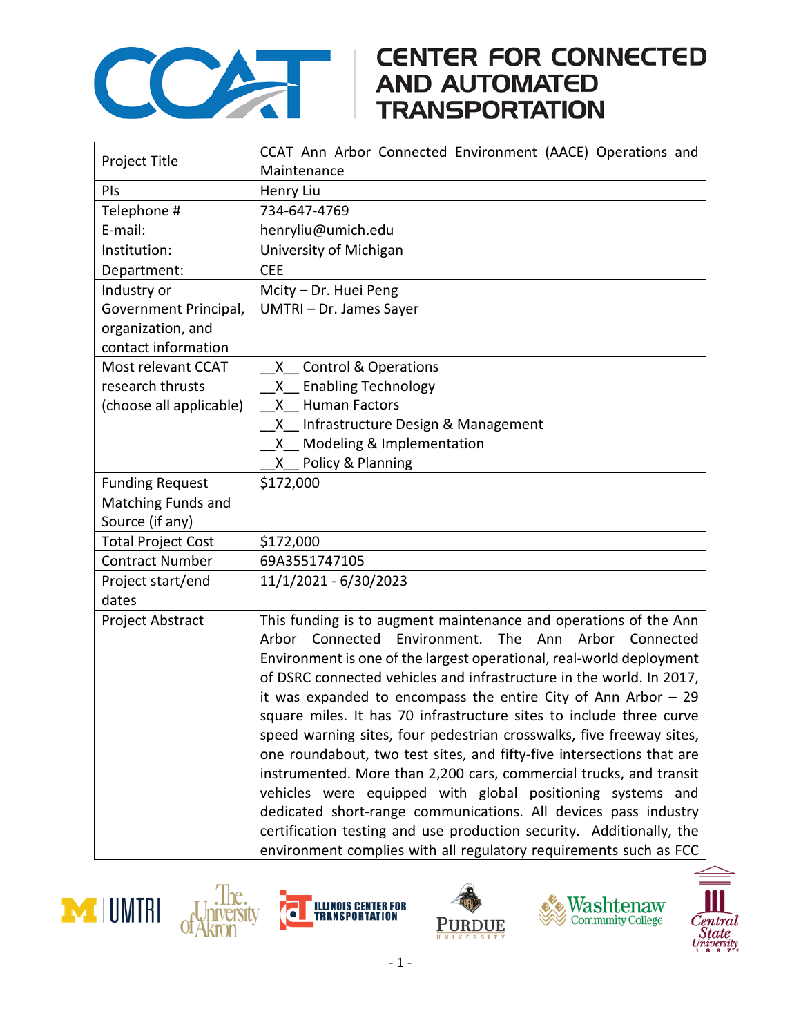# CENTER FOR CONNECTED AND AUTOMATED TRANSPORTATION

| | | |
|---|---|---|
| Project Title | CCAT Ann Arbor Connected Environment (AACE) Operations and Maintenance | |
| PIs | Henry Liu | |
| Telephone # | 734-647-4769 | |
| E-mail: | henryliu@umich.edu | |
| Institution: | University of Michigan | |
| Department: | CEE | |
| Industry or Government Principal, organization, and contact information | Mcity – Dr. Huei Peng<br>UMTRI – Dr. James Sayer | |
| Most relevant CCAT research thrusts (choose all applicable) | __X__ Control & Operations<br>__X__ Enabling Technology<br>__X__ Human Factors<br>__X__ Infrastructure Design & Management<br>__X__ Modeling & Implementation<br>__X__ Policy & Planning | |
| Funding Request | $172,000 | |
| Matching Funds and Source (if any) | | |
| Total Project Cost | $172,000 | |
| Contract Number | 69A3551747105 | |
| Project start/end dates | 11/1/2021 - 6/30/2023 | |
| Project Abstract | This funding is to augment maintenance and operations of the Ann Arbor Connected Environment. The Ann Arbor Connected Environment is one of the largest operational, real-world deployment of DSRC connected vehicles and infrastructure in the world. In 2017, it was expanded to encompass the entire City of Ann Arbor – 29 square miles. It has 70 infrastructure sites to include three curve speed warning sites, four pedestrian crosswalks, five freeway sites, one roundabout, two test sites, and fifty-five intersections that are instrumented. More than 2,200 cars, commercial trucks, and transit vehicles were equipped with global positioning systems and dedicated short-range communications. All devices pass industry certification testing and use production security. Additionally, the environment complies with all regulatory requirements such as FCC | |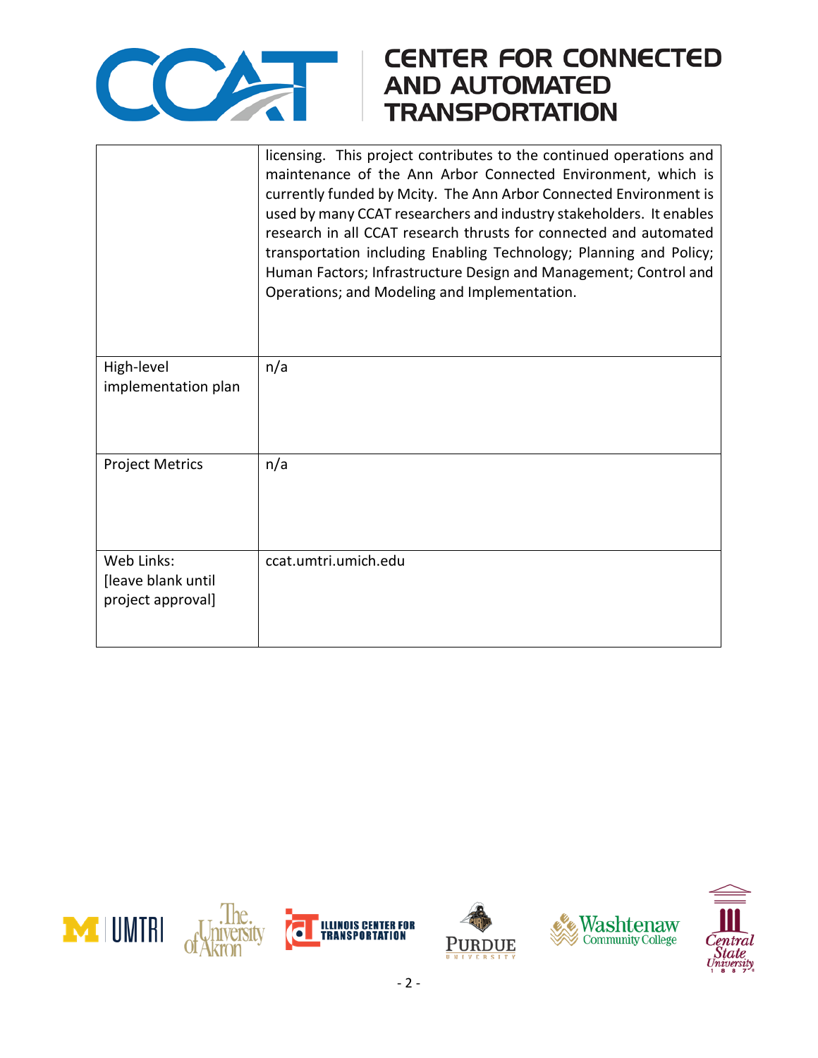| | |
|---|---|
| | licensing. This project contributes to the continued operations and maintenance of the Ann Arbor Connected Environment, which is currently funded by Mcity. The Ann Arbor Connected Environment is used by many CCAT researchers and industry stakeholders. It enables research in all CCAT research thrusts for connected and automated transportation including Enabling Technology; Planning and Policy; Human Factors; Infrastructure Design and Management; Control and Operations; and Modeling and Implementation. |
| High-level implementation plan | n/a |
| Project Metrics | n/a |
| Web Links: [leave blank until project approval] | ccat.umtri.umich.edu |